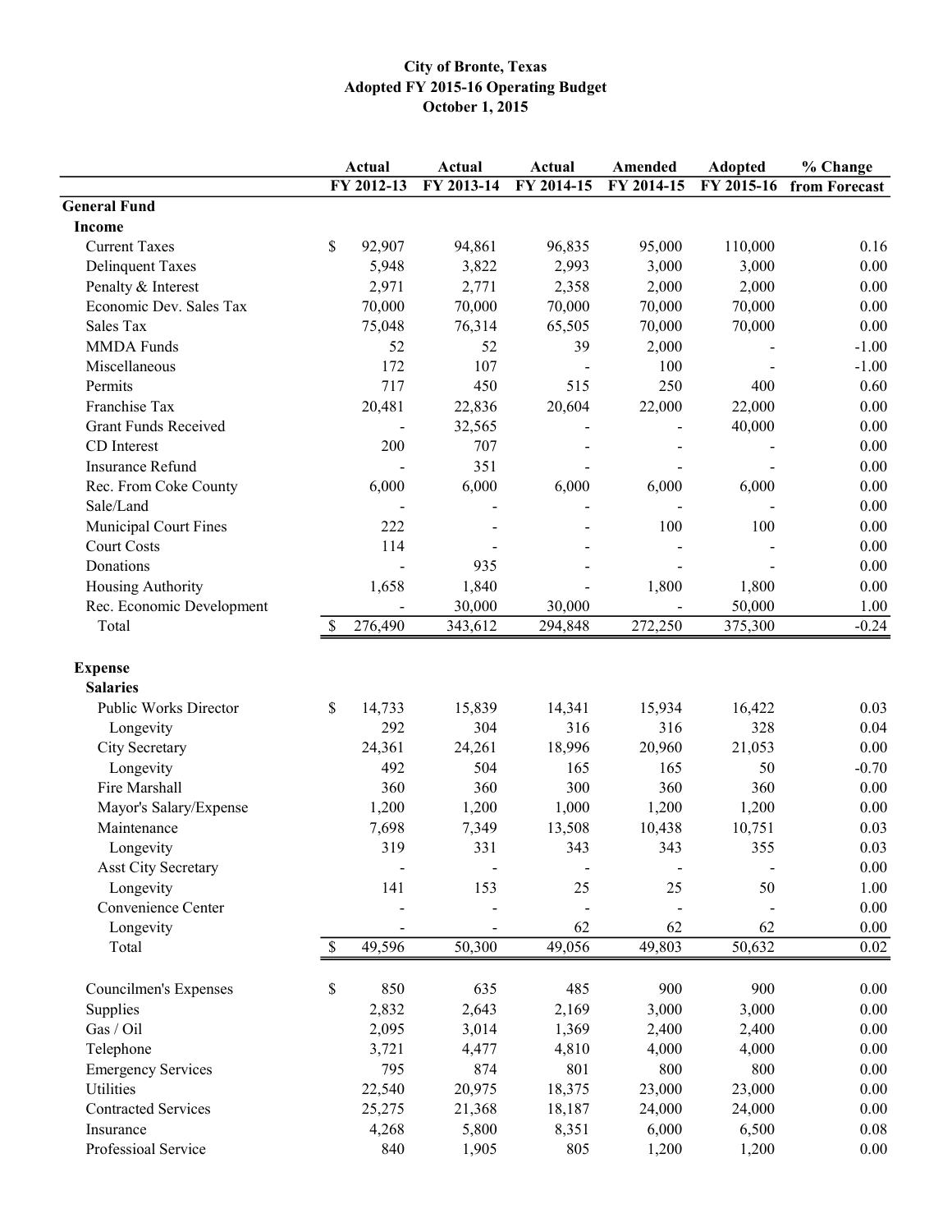**City of Bronte, Texas**
**Adopted FY 2015-16 Operating Budget**
**October 1, 2015**

| | Actual FY 2012-13 | Actual FY 2013-14 | Actual FY 2014-15 | Amended FY 2014-15 | Adopted FY 2015-16 | % Change from Forecast |
|---|---|---|---|---|---|---|
| **General Fund** | | | | | | |
| **Income** | | | | | | |
| Current Taxes | $ 92,907 | 94,861 | 96,835 | 95,000 | 110,000 | 0.16 |
| Delinquent Taxes | 5,948 | 3,822 | 2,993 | 3,000 | 3,000 | 0.00 |
| Penalty & Interest | 2,971 | 2,771 | 2,358 | 2,000 | 2,000 | 0.00 |
| Economic Dev. Sales Tax | 70,000 | 70,000 | 70,000 | 70,000 | 70,000 | 0.00 |
| Sales Tax | 75,048 | 76,314 | 65,505 | 70,000 | 70,000 | 0.00 |
| MMDA Funds | 52 | 52 | 39 | 2,000 | - | -1.00 |
| Miscellaneous | 172 | 107 | - | 100 | - | -1.00 |
| Permits | 717 | 450 | 515 | 250 | 400 | 0.60 |
| Franchise Tax | 20,481 | 22,836 | 20,604 | 22,000 | 22,000 | 0.00 |
| Grant Funds Received | - | 32,565 | - | - | 40,000 | 0.00 |
| CD Interest | 200 | 707 | - | - | - | 0.00 |
| Insurance Refund | - | 351 | - | - | - | 0.00 |
| Rec. From Coke County | 6,000 | 6,000 | 6,000 | 6,000 | 6,000 | 0.00 |
| Sale/Land | - | - | - | - | - | 0.00 |
| Municipal Court Fines | 222 | - | - | 100 | 100 | 0.00 |
| Court Costs | 114 | - | - | - | - | 0.00 |
| Donations | - | 935 | - | - | - | 0.00 |
| Housing Authority | 1,658 | 1,840 | - | 1,800 | 1,800 | 0.00 |
| Rec. Economic Development | - | 30,000 | 30,000 | - | 50,000 | 1.00 |
| Total | $ 276,490 | 343,612 | 294,848 | 272,250 | 375,300 | -0.24 |
| | | | | | | |
| **Expense** | | | | | | |
| **Salaries** | | | | | | |
| Public Works Director | $ 14,733 | 15,839 | 14,341 | 15,934 | 16,422 | 0.03 |
| Longevity | 292 | 304 | 316 | 316 | 328 | 0.04 |
| City Secretary | 24,361 | 24,261 | 18,996 | 20,960 | 21,053 | 0.00 |
| Longevity | 492 | 504 | 165 | 165 | 50 | -0.70 |
| Fire Marshall | 360 | 360 | 300 | 360 | 360 | 0.00 |
| Mayor's Salary/Expense | 1,200 | 1,200 | 1,000 | 1,200 | 1,200 | 0.00 |
| Maintenance | 7,698 | 7,349 | 13,508 | 10,438 | 10,751 | 0.03 |
| Longevity | 319 | 331 | 343 | 343 | 355 | 0.03 |
| Asst City Secretary | - | - | - | - | - | 0.00 |
| Longevity | 141 | 153 | 25 | 25 | 50 | 1.00 |
| Convenience Center | - | - | - | - | - | 0.00 |
| Longevity | - | - | 62 | 62 | 62 | 0.00 |
| Total | $ 49,596 | 50,300 | 49,056 | 49,803 | 50,632 | 0.02 |
| | | | | | | |
| Councilmen's Expenses | $ 850 | 635 | 485 | 900 | 900 | 0.00 |
| Supplies | 2,832 | 2,643 | 2,169 | 3,000 | 3,000 | 0.00 |
| Gas / Oil | 2,095 | 3,014 | 1,369 | 2,400 | 2,400 | 0.00 |
| Telephone | 3,721 | 4,477 | 4,810 | 4,000 | 4,000 | 0.00 |
| Emergency Services | 795 | 874 | 801 | 800 | 800 | 0.00 |
| Utilities | 22,540 | 20,975 | 18,375 | 23,000 | 23,000 | 0.00 |
| Contracted Services | 25,275 | 21,368 | 18,187 | 24,000 | 24,000 | 0.00 |
| Insurance | 4,268 | 5,800 | 8,351 | 6,000 | 6,500 | 0.08 |
| Professioal Service | 840 | 1,905 | 805 | 1,200 | 1,200 | 0.00 |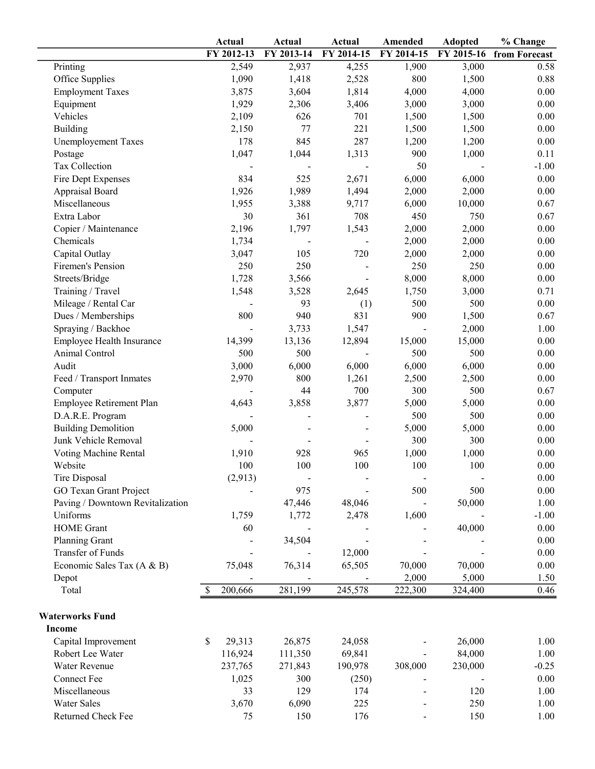| | Actual FY 2012-13 | Actual FY 2013-14 | Actual FY 2014-15 | Amended FY 2014-15 | Adopted FY 2015-16 | % Change from Forecast |
|---|---|---|---|---|---|---|
| Printing | 2,549 | 2,937 | 4,255 | 1,900 | 3,000 | 0.58 |
| Office Supplies | 1,090 | 1,418 | 2,528 | 800 | 1,500 | 0.88 |
| Employment Taxes | 3,875 | 3,604 | 1,814 | 4,000 | 4,000 | 0.00 |
| Equipment | 1,929 | 2,306 | 3,406 | 3,000 | 3,000 | 0.00 |
| Vehicles | 2,109 | 626 | 701 | 1,500 | 1,500 | 0.00 |
| Building | 2,150 | 77 | 221 | 1,500 | 1,500 | 0.00 |
| Unemployement Taxes | 178 | 845 | 287 | 1,200 | 1,200 | 0.00 |
| Postage | 1,047 | 1,044 | 1,313 | 900 | 1,000 | 0.11 |
| Tax Collection | - | - | - | 50 | - | -1.00 |
| Fire Dept Expenses | 834 | 525 | 2,671 | 6,000 | 6,000 | 0.00 |
| Appraisal Board | 1,926 | 1,989 | 1,494 | 2,000 | 2,000 | 0.00 |
| Miscellaneous | 1,955 | 3,388 | 9,717 | 6,000 | 10,000 | 0.67 |
| Extra Labor | 30 | 361 | 708 | 450 | 750 | 0.67 |
| Copier / Maintenance | 2,196 | 1,797 | 1,543 | 2,000 | 2,000 | 0.00 |
| Chemicals | 1,734 | - | - | 2,000 | 2,000 | 0.00 |
| Capital Outlay | 3,047 | 105 | 720 | 2,000 | 2,000 | 0.00 |
| Firemen's Pension | 250 | 250 | - | 250 | 250 | 0.00 |
| Streets/Bridge | 1,728 | 3,566 | - | 8,000 | 8,000 | 0.00 |
| Training / Travel | 1,548 | 3,528 | 2,645 | 1,750 | 3,000 | 0.71 |
| Mileage / Rental Car | - | 93 | (1) | 500 | 500 | 0.00 |
| Dues / Memberships | 800 | 940 | 831 | 900 | 1,500 | 0.67 |
| Spraying / Backhoe | - | 3,733 | 1,547 | - | 2,000 | 1.00 |
| Employee Health Insurance | 14,399 | 13,136 | 12,894 | 15,000 | 15,000 | 0.00 |
| Animal Control | 500 | 500 | - | 500 | 500 | 0.00 |
| Audit | 3,000 | 6,000 | 6,000 | 6,000 | 6,000 | 0.00 |
| Feed / Transport Inmates | 2,970 | 800 | 1,261 | 2,500 | 2,500 | 0.00 |
| Computer | - | 44 | 700 | 300 | 500 | 0.67 |
| Employee Retirement Plan | 4,643 | 3,858 | 3,877 | 5,000 | 5,000 | 0.00 |
| D.A.R.E. Program | - | - | - | 500 | 500 | 0.00 |
| Building Demolition | 5,000 | - | - | 5,000 | 5,000 | 0.00 |
| Junk Vehicle Removal | - | - | - | 300 | 300 | 0.00 |
| Voting Machine Rental | 1,910 | 928 | 965 | 1,000 | 1,000 | 0.00 |
| Website | 100 | 100 | 100 | 100 | 100 | 0.00 |
| Tire Disposal | (2,913) | - | - | - | - | 0.00 |
| GO Texan Grant Project | - | 975 | - | 500 | 500 | 0.00 |
| Paving / Downtown Revitalization | | 47,446 | 48,046 | - | 50,000 | 1.00 |
| Uniforms | 1,759 | 1,772 | 2,478 | 1,600 | - | -1.00 |
| HOME Grant | 60 | - | - | - | 40,000 | 0.00 |
| Planning Grant | - | 34,504 | - | - | - | 0.00 |
| Transfer of Funds | - | - | 12,000 | - | - | 0.00 |
| Economic Sales Tax (A & B) | 75,048 | 76,314 | 65,505 | 70,000 | 70,000 | 0.00 |
| Depot | - | - | - | 2,000 | 5,000 | 1.50 |
| Total | $ 200,666 | 281,199 | 245,578 | 222,300 | 324,400 | 0.46 |

**Waterworks Fund**

**Income**

| | Actual FY 2012-13 | Actual FY 2013-14 | Actual FY 2014-15 | Amended FY 2014-15 | Adopted FY 2015-16 | % Change from Forecast |
|---|---|---|---|---|---|---|
| Capital Improvement | $ 29,313 | 26,875 | 24,058 | - | 26,000 | 1.00 |
| Robert Lee Water | 116,924 | 111,350 | 69,841 | - | 84,000 | 1.00 |
| Water Revenue | 237,765 | 271,843 | 190,978 | 308,000 | 230,000 | -0.25 |
| Connect Fee | 1,025 | 300 | (250) | - | - | 0.00 |
| Miscellaneous | 33 | 129 | 174 | - | 120 | 1.00 |
| Water Sales | 3,670 | 6,090 | 225 | - | 250 | 1.00 |
| Returned Check Fee | 75 | 150 | 176 | - | 150 | 1.00 |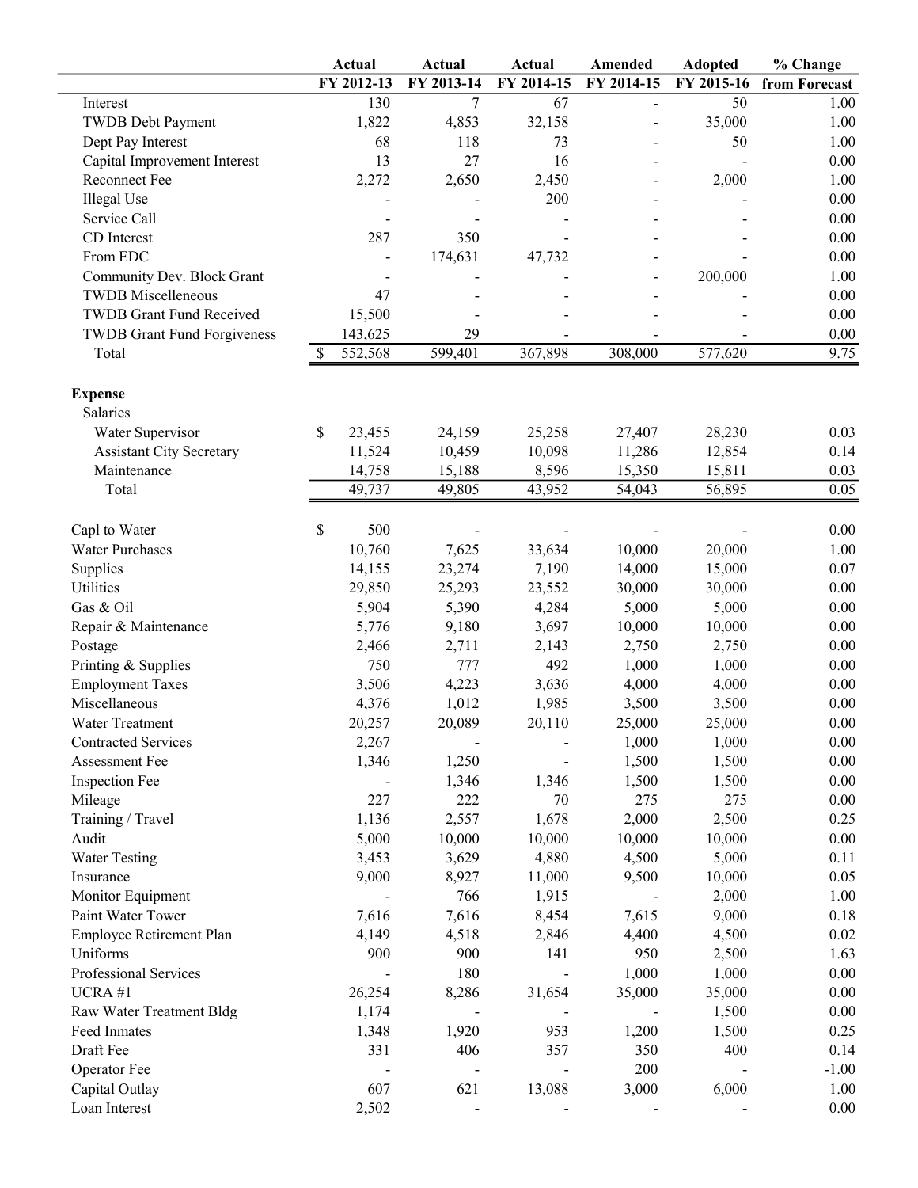| | Actual FY 2012-13 | Actual FY 2013-14 | Actual FY 2014-15 | Amended FY 2014-15 | Adopted FY 2015-16 | % Change from Forecast |
|---|---|---|---|---|---|---|
| Interest | 130 | 7 | 67 | - | 50 | 1.00 |
| TWDB Debt Payment | 1,822 | 4,853 | 32,158 | - | 35,000 | 1.00 |
| Dept Pay Interest | 68 | 118 | 73 | - | 50 | 1.00 |
| Capital Improvement Interest | 13 | 27 | 16 | - | - | 0.00 |
| Reconnect Fee | 2,272 | 2,650 | 2,450 | - | 2,000 | 1.00 |
| Illegal Use | - | - | 200 | - | - | 0.00 |
| Service Call | - | - | - | - | - | 0.00 |
| CD Interest | 287 | 350 | - | - | - | 0.00 |
| From EDC | - | 174,631 | 47,732 | - | - | 0.00 |
| Community Dev. Block Grant | - | - | - | - | 200,000 | 1.00 |
| TWDB Miscelleneous | 47 | - | - | - | - | 0.00 |
| TWDB Grant Fund Received | 15,500 | - | - | - | - | 0.00 |
| TWDB Grant Fund Forgiveness | 143,625 | 29 | - | - | - | 0.00 |
| Total | $ 552,568 | 599,401 | 367,898 | 308,000 | 577,620 | 9.75 |
| **Expense** | | | | | | |
| Salaries | | | | | | |
| Water Supervisor | $ 23,455 | 24,159 | 25,258 | 27,407 | 28,230 | 0.03 |
| Assistant City Secretary | 11,524 | 10,459 | 10,098 | 11,286 | 12,854 | 0.14 |
| Maintenance | 14,758 | 15,188 | 8,596 | 15,350 | 15,811 | 0.03 |
| Total | 49,737 | 49,805 | 43,952 | 54,043 | 56,895 | 0.05 |
| Capl to Water | $ 500 | - | - | - | - | 0.00 |
| Water Purchases | 10,760 | 7,625 | 33,634 | 10,000 | 20,000 | 1.00 |
| Supplies | 14,155 | 23,274 | 7,190 | 14,000 | 15,000 | 0.07 |
| Utilities | 29,850 | 25,293 | 23,552 | 30,000 | 30,000 | 0.00 |
| Gas & Oil | 5,904 | 5,390 | 4,284 | 5,000 | 5,000 | 0.00 |
| Repair & Maintenance | 5,776 | 9,180 | 3,697 | 10,000 | 10,000 | 0.00 |
| Postage | 2,466 | 2,711 | 2,143 | 2,750 | 2,750 | 0.00 |
| Printing & Supplies | 750 | 777 | 492 | 1,000 | 1,000 | 0.00 |
| Employment Taxes | 3,506 | 4,223 | 3,636 | 4,000 | 4,000 | 0.00 |
| Miscellaneous | 4,376 | 1,012 | 1,985 | 3,500 | 3,500 | 0.00 |
| Water Treatment | 20,257 | 20,089 | 20,110 | 25,000 | 25,000 | 0.00 |
| Contracted Services | 2,267 | - | - | 1,000 | 1,000 | 0.00 |
| Assessment Fee | 1,346 | 1,250 | - | 1,500 | 1,500 | 0.00 |
| Inspection Fee | - | 1,346 | 1,346 | 1,500 | 1,500 | 0.00 |
| Mileage | 227 | 222 | 70 | 275 | 275 | 0.00 |
| Training / Travel | 1,136 | 2,557 | 1,678 | 2,000 | 2,500 | 0.25 |
| Audit | 5,000 | 10,000 | 10,000 | 10,000 | 10,000 | 0.00 |
| Water Testing | 3,453 | 3,629 | 4,880 | 4,500 | 5,000 | 0.11 |
| Insurance | 9,000 | 8,927 | 11,000 | 9,500 | 10,000 | 0.05 |
| Monitor Equipment | - | 766 | 1,915 | - | 2,000 | 1.00 |
| Paint Water Tower | 7,616 | 7,616 | 8,454 | 7,615 | 9,000 | 0.18 |
| Employee Retirement Plan | 4,149 | 4,518 | 2,846 | 4,400 | 4,500 | 0.02 |
| Uniforms | 900 | 900 | 141 | 950 | 2,500 | 1.63 |
| Professional Services | - | 180 | - | 1,000 | 1,000 | 0.00 |
| UCRA #1 | 26,254 | 8,286 | 31,654 | 35,000 | 35,000 | 0.00 |
| Raw Water Treatment Bldg | 1,174 | - | - | - | 1,500 | 0.00 |
| Feed Inmates | 1,348 | 1,920 | 953 | 1,200 | 1,500 | 0.25 |
| Draft Fee | 331 | 406 | 357 | 350 | 400 | 0.14 |
| Operator Fee | - | - | - | 200 | - | -1.00 |
| Capital Outlay | 607 | 621 | 13,088 | 3,000 | 6,000 | 1.00 |
| Loan Interest | 2,502 | - | - | - | - | 0.00 |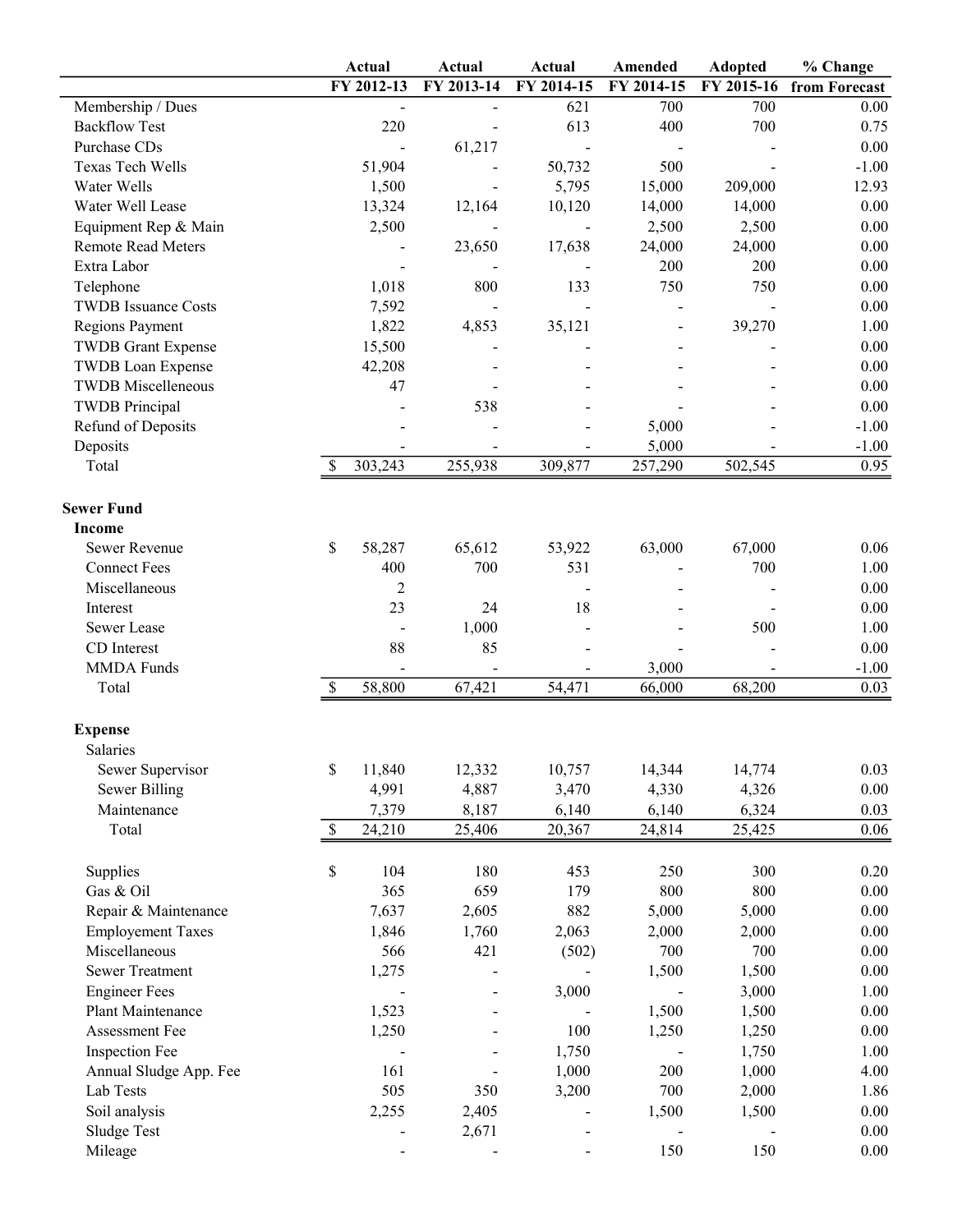| | Actual FY 2012-13 | Actual FY 2013-14 | Actual FY 2014-15 | Amended FY 2014-15 | Adopted FY 2015-16 | % Change from Forecast |
|---|---|---|---|---|---|---|
| Membership / Dues | - | - | 621 | 700 | 700 | 0.00 |
| Backflow Test | 220 | - | 613 | 400 | 700 | 0.75 |
| Purchase CDs | - | 61,217 | - | - | - | 0.00 |
| Texas Tech Wells | 51,904 | - | 50,732 | 500 | - | -1.00 |
| Water Wells | 1,500 | - | 5,795 | 15,000 | 209,000 | 12.93 |
| Water Well Lease | 13,324 | 12,164 | 10,120 | 14,000 | 14,000 | 0.00 |
| Equipment Rep & Main | 2,500 | - | - | 2,500 | 2,500 | 0.00 |
| Remote Read Meters | - | 23,650 | 17,638 | 24,000 | 24,000 | 0.00 |
| Extra Labor | - | - | - | 200 | 200 | 0.00 |
| Telephone | 1,018 | 800 | 133 | 750 | 750 | 0.00 |
| TWDB Issuance Costs | 7,592 | - | - | - | - | 0.00 |
| Regions Payment | 1,822 | 4,853 | 35,121 | - | 39,270 | 1.00 |
| TWDB Grant Expense | 15,500 | - | - | - | - | 0.00 |
| TWDB Loan Expense | 42,208 | - | - | - | - | 0.00 |
| TWDB Miscelleneous | 47 | - | - | - | - | 0.00 |
| TWDB Principal | - | 538 | - | - | - | 0.00 |
| Refund of Deposits | - | - | - | 5,000 | - | -1.00 |
| Deposits | - | - | - | 5,000 | - | -1.00 |
| Total | $ 303,243 | 255,938 | 309,877 | 257,290 | 502,545 | 0.95 |
| | | | | | | |
| **Sewer Fund** | | | | | | |
| **Income** | | | | | | |
| Sewer Revenue | $ 58,287 | 65,612 | 53,922 | 63,000 | 67,000 | 0.06 |
| Connect Fees | 400 | 700 | 531 | - | 700 | 1.00 |
| Miscellaneous | 2 | | - | - | - | 0.00 |
| Interest | 23 | 24 | 18 | - | - | 0.00 |
| Sewer Lease | - | 1,000 | - | - | 500 | 1.00 |
| CD Interest | 88 | 85 | - | - | - | 0.00 |
| MMDA Funds | - | - | - | 3,000 | - | -1.00 |
| Total | $ 58,800 | 67,421 | 54,471 | 66,000 | 68,200 | 0.03 |
| | | | | | | |
| **Expense** | | | | | | |
| Salaries | | | | | | |
| Sewer Supervisor | $ 11,840 | 12,332 | 10,757 | 14,344 | 14,774 | 0.03 |
| Sewer Billing | 4,991 | 4,887 | 3,470 | 4,330 | 4,326 | 0.00 |
| Maintenance | 7,379 | 8,187 | 6,140 | 6,140 | 6,324 | 0.03 |
| Total | $ 24,210 | 25,406 | 20,367 | 24,814 | 25,425 | 0.06 |
| | | | | | | |
| Supplies | $ 104 | 180 | 453 | 250 | 300 | 0.20 |
| Gas & Oil | 365 | 659 | 179 | 800 | 800 | 0.00 |
| Repair & Maintenance | 7,637 | 2,605 | 882 | 5,000 | 5,000 | 0.00 |
| Employement Taxes | 1,846 | 1,760 | 2,063 | 2,000 | 2,000 | 0.00 |
| Miscellaneous | 566 | 421 | (502) | 700 | 700 | 0.00 |
| Sewer Treatment | 1,275 | - | - | 1,500 | 1,500 | 0.00 |
| Engineer Fees | - | - | 3,000 | - | 3,000 | 1.00 |
| Plant Maintenance | 1,523 | - | - | 1,500 | 1,500 | 0.00 |
| Assessment Fee | 1,250 | - | 100 | 1,250 | 1,250 | 0.00 |
| Inspection Fee | - | - | 1,750 | - | 1,750 | 1.00 |
| Annual Sludge App. Fee | 161 | - | 1,000 | 200 | 1,000 | 4.00 |
| Lab Tests | 505 | 350 | 3,200 | 700 | 2,000 | 1.86 |
| Soil analysis | 2,255 | 2,405 | - | 1,500 | 1,500 | 0.00 |
| Sludge Test | - | 2,671 | - | - | - | 0.00 |
| Mileage | - | - | - | 150 | 150 | 0.00 |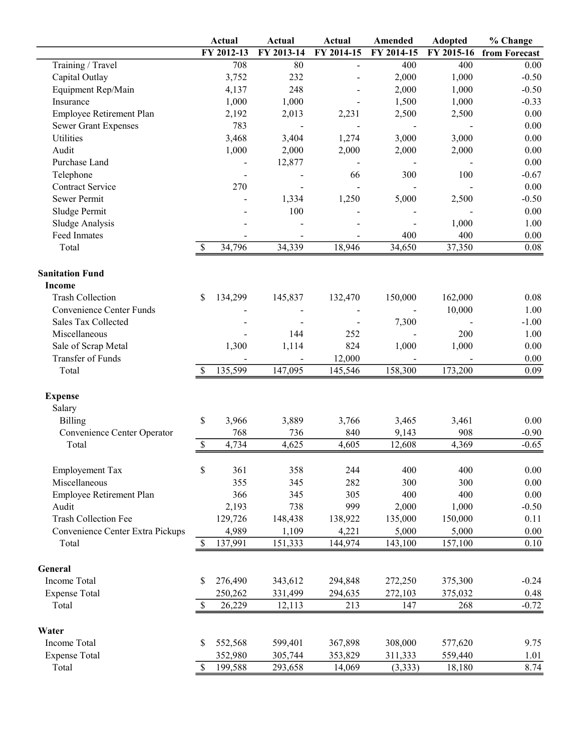| | Actual FY 2012-13 | Actual FY 2013-14 | Actual FY 2014-15 | Amended FY 2014-15 | Adopted FY 2015-16 | % Change from Forecast |
|---|---|---|---|---|---|---|
| Training / Travel | 708 | 80 | - | 400 | 400 | 0.00 |
| Capital Outlay | 3,752 | 232 | - | 2,000 | 1,000 | -0.50 |
| Equipment Rep/Main | 4,137 | 248 | - | 2,000 | 1,000 | -0.50 |
| Insurance | 1,000 | 1,000 | - | 1,500 | 1,000 | -0.33 |
| Employee Retirement Plan | 2,192 | 2,013 | 2,231 | 2,500 | 2,500 | 0.00 |
| Sewer Grant Expenses | 783 | - | - | - | - | 0.00 |
| Utilities | 3,468 | 3,404 | 1,274 | 3,000 | 3,000 | 0.00 |
| Audit | 1,000 | 2,000 | 2,000 | 2,000 | 2,000 | 0.00 |
| Purchase Land | - | 12,877 | - | - | - | 0.00 |
| Telephone | - | - | 66 | 300 | 100 | -0.67 |
| Contract Service | 270 | - | - | - | - | 0.00 |
| Sewer Permit | - | 1,334 | 1,250 | 5,000 | 2,500 | -0.50 |
| Sludge Permit | - | 100 | - | - | - | 0.00 |
| Sludge Analysis | - | - | - | - | 1,000 | 1.00 |
| Feed Inmates | - | - | - | 400 | 400 | 0.00 |
| Total | $ 34,796 | 34,339 | 18,946 | 34,650 | 37,350 | 0.08 |
| **Sanitation Fund** | | | | | | |
| **Income** | | | | | | |
| Trash Collection | $ 134,299 | 145,837 | 132,470 | 150,000 | 162,000 | 0.08 |
| Convenience Center Funds | - | - | - | - | 10,000 | 1.00 |
| Sales Tax Collected | - | - | - | 7,300 | - | -1.00 |
| Miscellaneous | - | 144 | 252 | - | 200 | 1.00 |
| Sale of Scrap Metal | 1,300 | 1,114 | 824 | 1,000 | 1,000 | 0.00 |
| Transfer of Funds | - | - | 12,000 | - | - | 0.00 |
| Total | $ 135,599 | 147,095 | 145,546 | 158,300 | 173,200 | 0.09 |
| **Expense** | | | | | | |
| Salary | | | | | | |
| Billing | $ 3,966 | 3,889 | 3,766 | 3,465 | 3,461 | 0.00 |
| Convenience Center Operator | 768 | 736 | 840 | 9,143 | 908 | -0.90 |
| Total | $ 4,734 | 4,625 | 4,605 | 12,608 | 4,369 | -0.65 |
| Employement Tax | $ 361 | 358 | 244 | 400 | 400 | 0.00 |
| Miscellaneous | 355 | 345 | 282 | 300 | 300 | 0.00 |
| Employee Retirement Plan | 366 | 345 | 305 | 400 | 400 | 0.00 |
| Audit | 2,193 | 738 | 999 | 2,000 | 1,000 | -0.50 |
| Trash Collection Fee | 129,726 | 148,438 | 138,922 | 135,000 | 150,000 | 0.11 |
| Convenience Center Extra Pickups | 4,989 | 1,109 | 4,221 | 5,000 | 5,000 | 0.00 |
| Total | $ 137,991 | 151,333 | 144,974 | 143,100 | 157,100 | 0.10 |
| **General** | | | | | | |
| Income Total | $ 276,490 | 343,612 | 294,848 | 272,250 | 375,300 | -0.24 |
| Expense Total | 250,262 | 331,499 | 294,635 | 272,103 | 375,032 | 0.48 |
| Total | $ 26,229 | 12,113 | 213 | 147 | 268 | -0.72 |
| **Water** | | | | | | |
| Income Total | $ 552,568 | 599,401 | 367,898 | 308,000 | 577,620 | 9.75 |
| Expense Total | 352,980 | 305,744 | 353,829 | 311,333 | 559,440 | 1.01 |
| Total | $ 199,588 | 293,658 | 14,069 | (3,333) | 18,180 | 8.74 |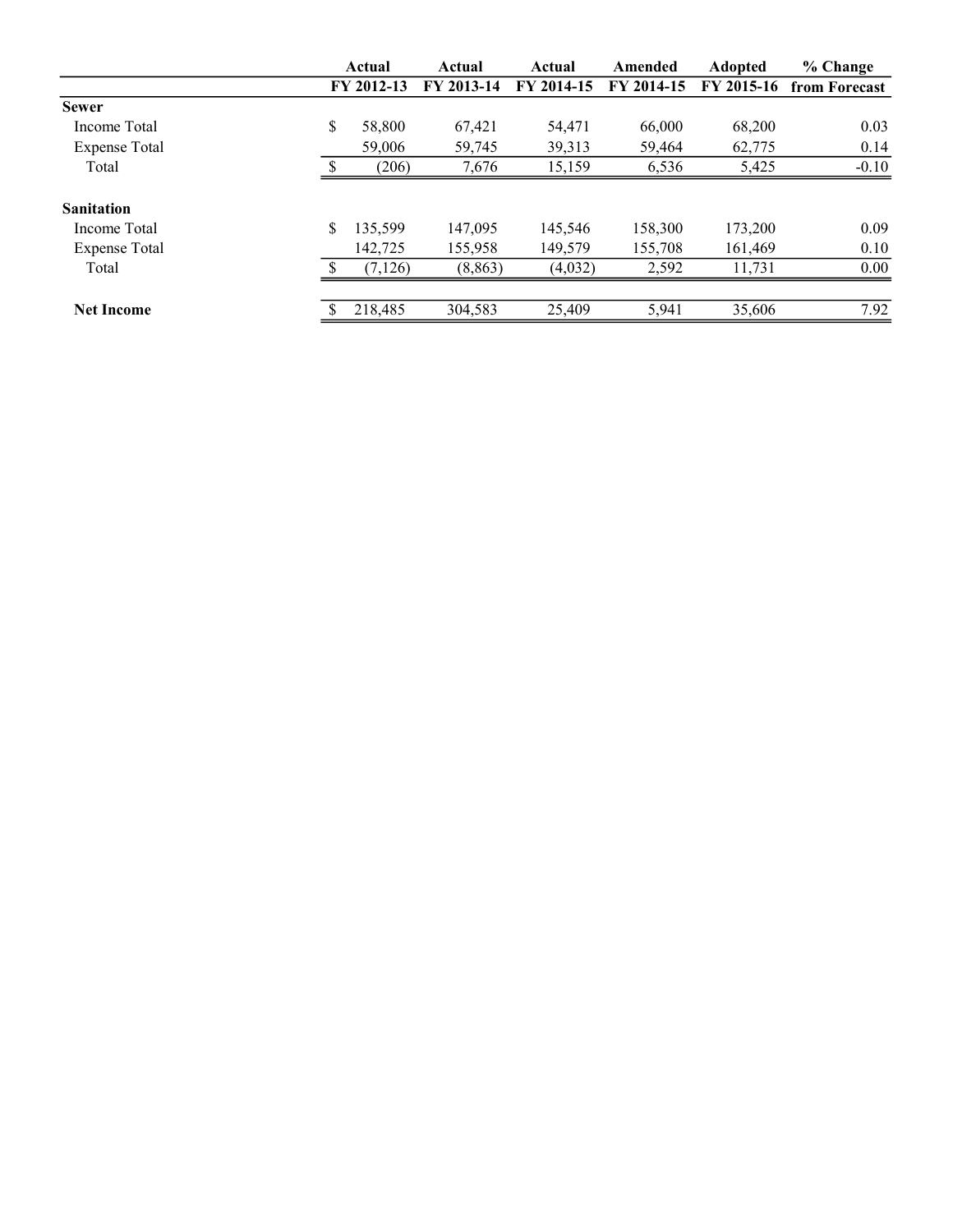| | Actual FY 2012-13 | Actual FY 2013-14 | Actual FY 2014-15 | Amended FY 2014-15 | Adopted FY 2015-16 | % Change from Forecast |
|---|---|---|---|---|---|---|
| **Sewer** | | | | | | |
| Income Total | $ 58,800 | 67,421 | 54,471 | 66,000 | 68,200 | 0.03 |
| Expense Total | 59,006 | 59,745 | 39,313 | 59,464 | 62,775 | 0.14 |
| Total | $ (206) | 7,676 | 15,159 | 6,536 | 5,425 | -0.10 |
| **Sanitation** | | | | | | |
| Income Total | $ 135,599 | 147,095 | 145,546 | 158,300 | 173,200 | 0.09 |
| Expense Total | 142,725 | 155,958 | 149,579 | 155,708 | 161,469 | 0.10 |
| Total | $ (7,126) | (8,863) | (4,032) | 2,592 | 11,731 | 0.00 |
| **Net Income** | $ 218,485 | 304,583 | 25,409 | 5,941 | 35,606 | 7.92 |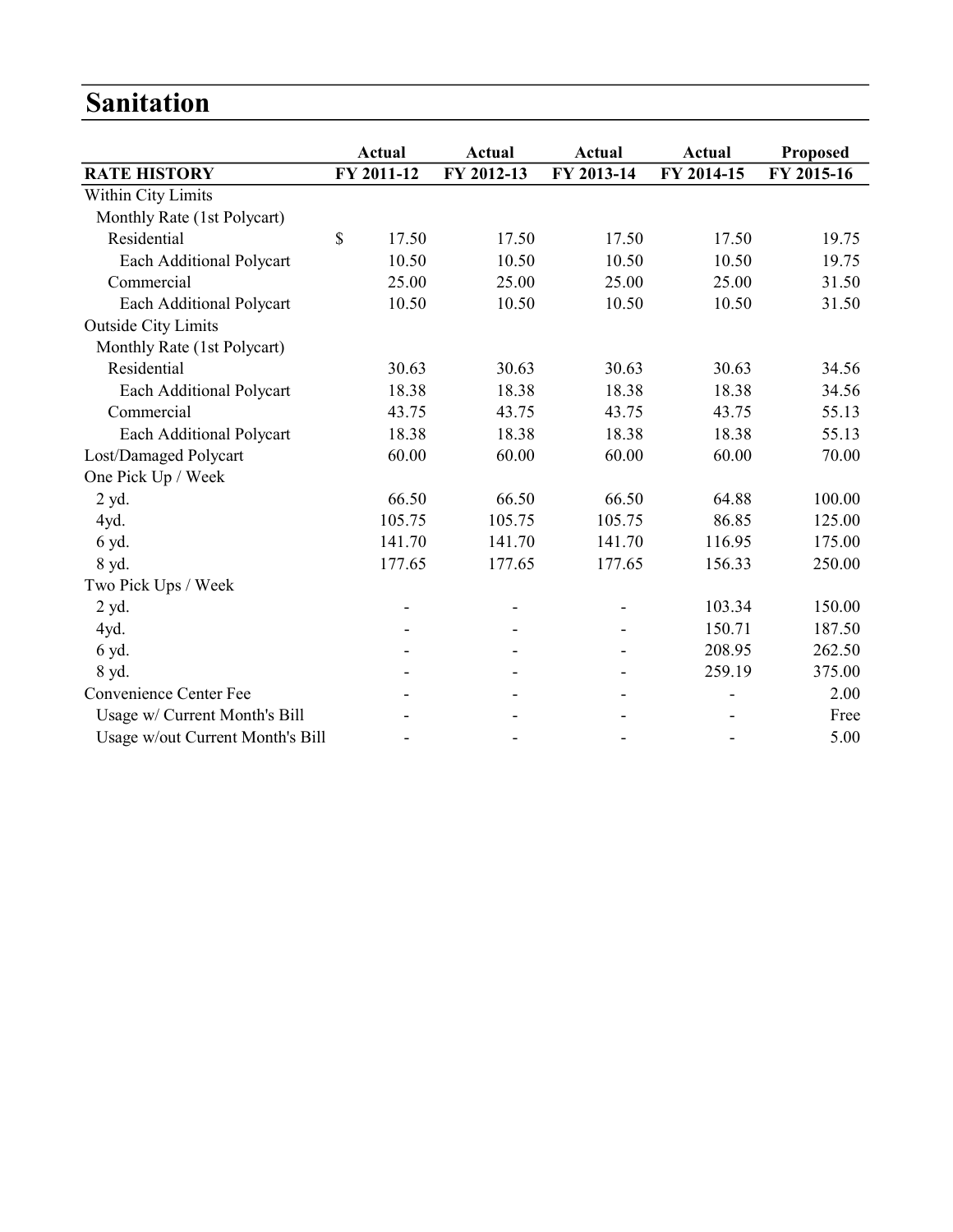# Sanitation

| RATE HISTORY | Actual FY 2011-12 | Actual FY 2012-13 | Actual FY 2013-14 | Actual FY 2014-15 | Proposed FY 2015-16 |
|---|---|---|---|---|---|
| Within City Limits | | | | | |
| Monthly Rate (1st Polycart) | | | | | |
| Residential | $ 17.50 | 17.50 | 17.50 | 17.50 | 19.75 |
| Each Additional Polycart | 10.50 | 10.50 | 10.50 | 10.50 | 19.75 |
| Commercial | 25.00 | 25.00 | 25.00 | 25.00 | 31.50 |
| Each Additional Polycart | 10.50 | 10.50 | 10.50 | 10.50 | 31.50 |
| Outside City Limits | | | | | |
| Monthly Rate (1st Polycart) | | | | | |
| Residential | 30.63 | 30.63 | 30.63 | 30.63 | 34.56 |
| Each Additional Polycart | 18.38 | 18.38 | 18.38 | 18.38 | 34.56 |
| Commercial | 43.75 | 43.75 | 43.75 | 43.75 | 55.13 |
| Each Additional Polycart | 18.38 | 18.38 | 18.38 | 18.38 | 55.13 |
| Lost/Damaged Polycart | 60.00 | 60.00 | 60.00 | 60.00 | 70.00 |
| One Pick Up / Week | | | | | |
| 2 yd. | 66.50 | 66.50 | 66.50 | 64.88 | 100.00 |
| 4yd. | 105.75 | 105.75 | 105.75 | 86.85 | 125.00 |
| 6 yd. | 141.70 | 141.70 | 141.70 | 116.95 | 175.00 |
| 8 yd. | 177.65 | 177.65 | 177.65 | 156.33 | 250.00 |
| Two Pick Ups / Week | | | | | |
| 2 yd. | - | - | - | 103.34 | 150.00 |
| 4yd. | - | - | - | 150.71 | 187.50 |
| 6 yd. | - | - | - | 208.95 | 262.50 |
| 8 yd. | - | - | - | 259.19 | 375.00 |
| Convenience Center Fee | - | - | - | - | 2.00 |
| Usage w/ Current Month's Bill | - | - | - | - | Free |
| Usage w/out Current Month's Bill | - | - | - | - | 5.00 |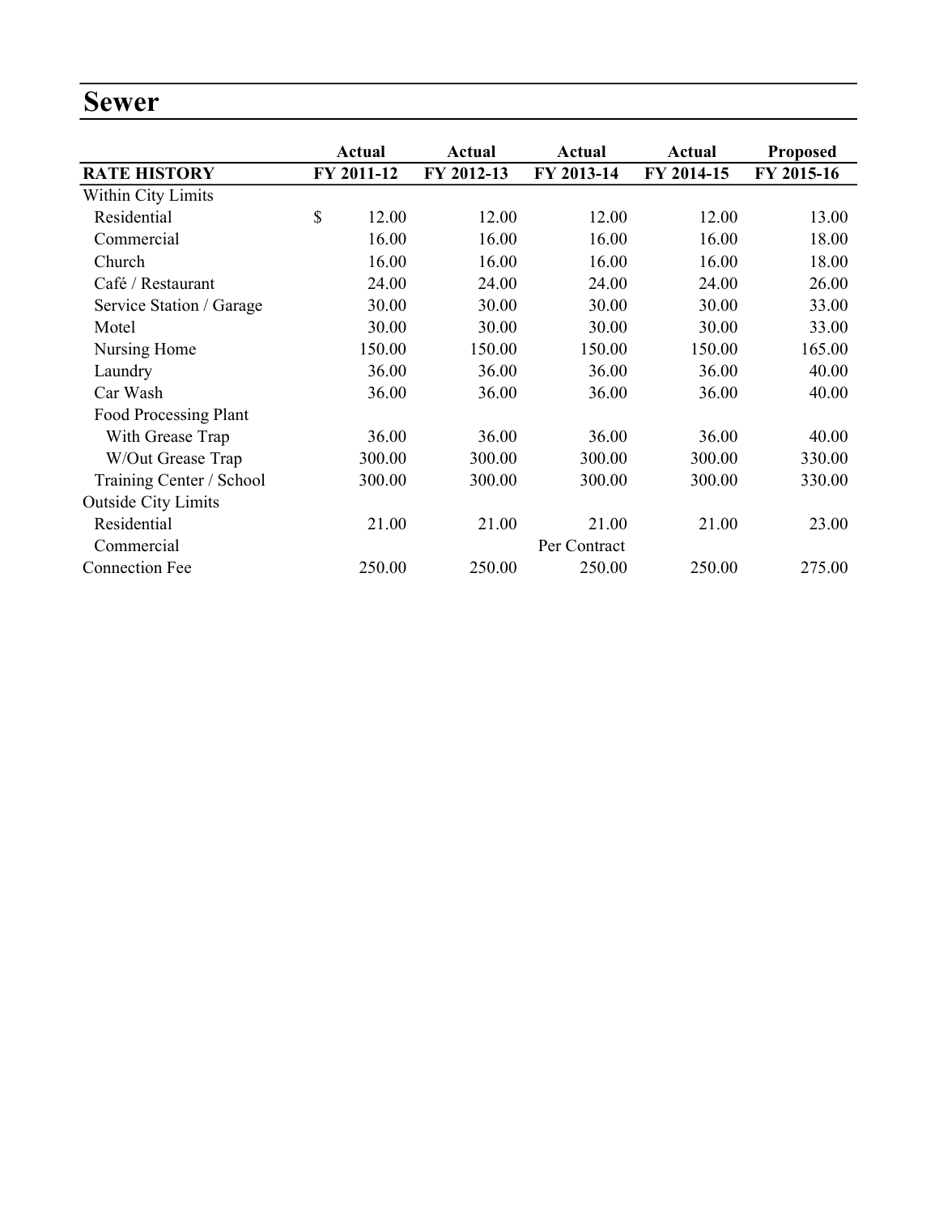# Sewer

| RATE HISTORY | Actual FY 2011-12 | Actual FY 2012-13 | Actual FY 2013-14 | Actual FY 2014-15 | Proposed FY 2015-16 |
|---|---|---|---|---|---|
| Within City Limits | | | | | |
| Residential | $ 12.00 | 12.00 | 12.00 | 12.00 | 13.00 |
| Commercial | 16.00 | 16.00 | 16.00 | 16.00 | 18.00 |
| Church | 16.00 | 16.00 | 16.00 | 16.00 | 18.00 |
| Café / Restaurant | 24.00 | 24.00 | 24.00 | 24.00 | 26.00 |
| Service Station / Garage | 30.00 | 30.00 | 30.00 | 30.00 | 33.00 |
| Motel | 30.00 | 30.00 | 30.00 | 30.00 | 33.00 |
| Nursing Home | 150.00 | 150.00 | 150.00 | 150.00 | 165.00 |
| Laundry | 36.00 | 36.00 | 36.00 | 36.00 | 40.00 |
| Car Wash | 36.00 | 36.00 | 36.00 | 36.00 | 40.00 |
| Food Processing Plant | | | | | |
| With Grease Trap | 36.00 | 36.00 | 36.00 | 36.00 | 40.00 |
| W/Out Grease Trap | 300.00 | 300.00 | 300.00 | 300.00 | 330.00 |
| Training Center / School | 300.00 | 300.00 | 300.00 | 300.00 | 330.00 |
| Outside City Limits | | | | | |
| Residential | 21.00 | 21.00 | 21.00 | 21.00 | 23.00 |
| Commercial | | | Per Contract | | |
| Connection Fee | 250.00 | 250.00 | 250.00 | 250.00 | 275.00 |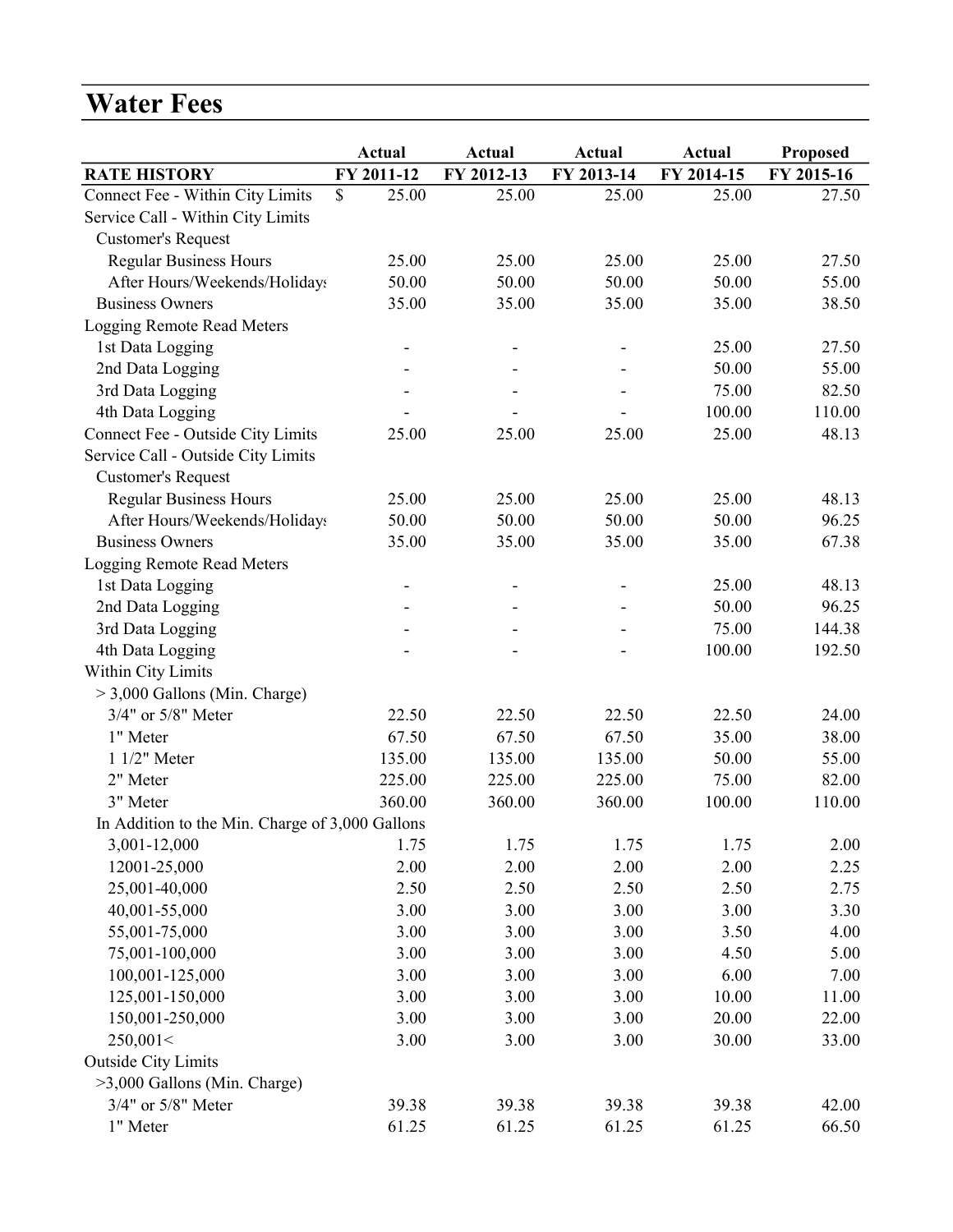# Water Fees

| RATE HISTORY | Actual FY 2011-12 | Actual FY 2012-13 | Actual FY 2013-14 | Actual FY 2014-15 | Proposed FY 2015-16 |
|---|---|---|---|---|---|
| Connect Fee - Within City Limits | $ 25.00 | 25.00 | 25.00 | 25.00 | 27.50 |
| Service Call - Within City Limits | | | | | |
| Customer's Request | | | | | |
| Regular Business Hours | 25.00 | 25.00 | 25.00 | 25.00 | 27.50 |
| After Hours/Weekends/Holidays | 50.00 | 50.00 | 50.00 | 50.00 | 55.00 |
| Business Owners | 35.00 | 35.00 | 35.00 | 35.00 | 38.50 |
| Logging Remote Read Meters | | | | | |
| 1st Data Logging | - | - | - | 25.00 | 27.50 |
| 2nd Data Logging | - | - | - | 50.00 | 55.00 |
| 3rd Data Logging | - | - | - | 75.00 | 82.50 |
| 4th Data Logging | - | - | - | 100.00 | 110.00 |
| Connect Fee - Outside City Limits | 25.00 | 25.00 | 25.00 | 25.00 | 48.13 |
| Service Call - Outside City Limits | | | | | |
| Customer's Request | | | | | |
| Regular Business Hours | 25.00 | 25.00 | 25.00 | 25.00 | 48.13 |
| After Hours/Weekends/Holidays | 50.00 | 50.00 | 50.00 | 50.00 | 96.25 |
| Business Owners | 35.00 | 35.00 | 35.00 | 35.00 | 67.38 |
| Logging Remote Read Meters | | | | | |
| 1st Data Logging | - | - | - | 25.00 | 48.13 |
| 2nd Data Logging | - | - | - | 50.00 | 96.25 |
| 3rd Data Logging | - | - | - | 75.00 | 144.38 |
| 4th Data Logging | - | - | - | 100.00 | 192.50 |
| Within City Limits | | | | | |
| > 3,000 Gallons (Min. Charge) | | | | | |
| 3/4" or 5/8" Meter | 22.50 | 22.50 | 22.50 | 22.50 | 24.00 |
| 1" Meter | 67.50 | 67.50 | 67.50 | 35.00 | 38.00 |
| 1 1/2" Meter | 135.00 | 135.00 | 135.00 | 50.00 | 55.00 |
| 2" Meter | 225.00 | 225.00 | 225.00 | 75.00 | 82.00 |
| 3" Meter | 360.00 | 360.00 | 360.00 | 100.00 | 110.00 |
| In Addition to the Min. Charge of 3,000 Gallons | | | | | |
| 3,001-12,000 | 1.75 | 1.75 | 1.75 | 1.75 | 2.00 |
| 12001-25,000 | 2.00 | 2.00 | 2.00 | 2.00 | 2.25 |
| 25,001-40,000 | 2.50 | 2.50 | 2.50 | 2.50 | 2.75 |
| 40,001-55,000 | 3.00 | 3.00 | 3.00 | 3.00 | 3.30 |
| 55,001-75,000 | 3.00 | 3.00 | 3.00 | 3.50 | 4.00 |
| 75,001-100,000 | 3.00 | 3.00 | 3.00 | 4.50 | 5.00 |
| 100,001-125,000 | 3.00 | 3.00 | 3.00 | 6.00 | 7.00 |
| 125,001-150,000 | 3.00 | 3.00 | 3.00 | 10.00 | 11.00 |
| 150,001-250,000 | 3.00 | 3.00 | 3.00 | 20.00 | 22.00 |
| 250,001< | 3.00 | 3.00 | 3.00 | 30.00 | 33.00 |
| Outside City Limits | | | | | |
| >3,000 Gallons (Min. Charge) | | | | | |
| 3/4" or 5/8" Meter | 39.38 | 39.38 | 39.38 | 39.38 | 42.00 |
| 1" Meter | 61.25 | 61.25 | 61.25 | 61.25 | 66.50 |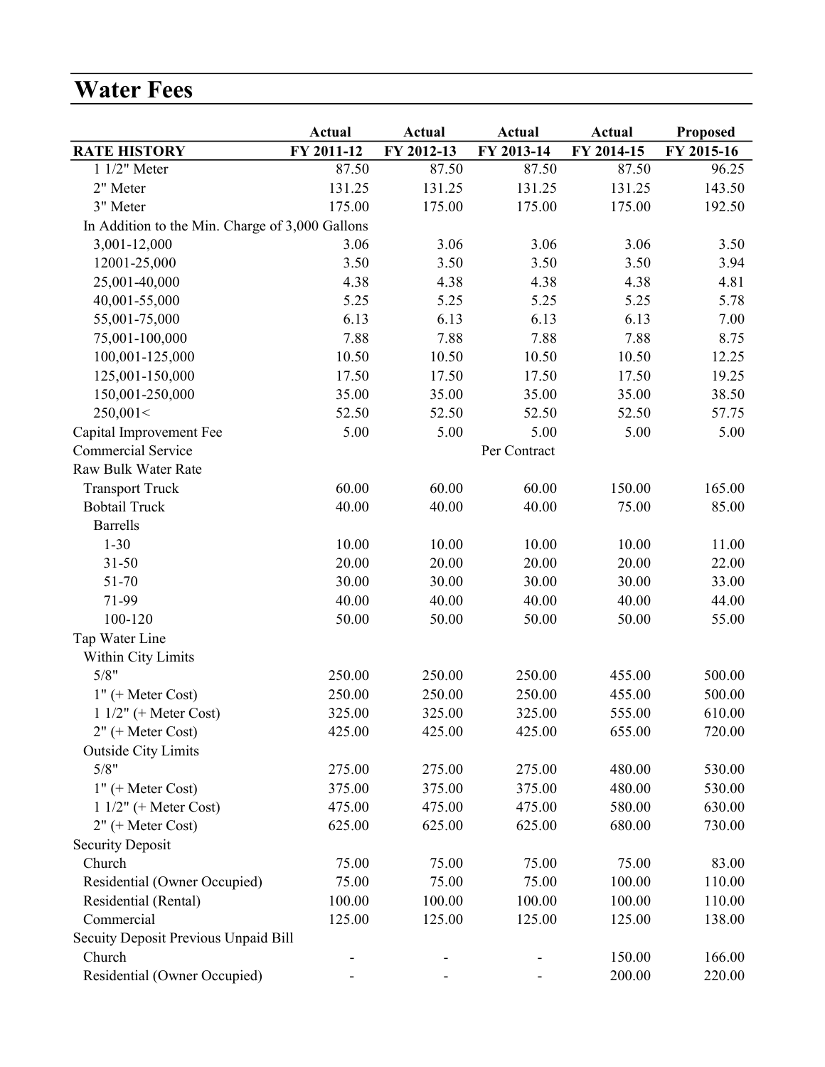# Water Fees

| RATE HISTORY | Actual FY 2011-12 | Actual FY 2012-13 | Actual FY 2013-14 | Actual FY 2014-15 | Proposed FY 2015-16 |
|---|---|---|---|---|---|
| 1 1/2" Meter | 87.50 | 87.50 | 87.50 | 87.50 | 96.25 |
| 2" Meter | 131.25 | 131.25 | 131.25 | 131.25 | 143.50 |
| 3" Meter | 175.00 | 175.00 | 175.00 | 175.00 | 192.50 |
| In Addition to the Min. Charge of 3,000 Gallons | | | | | |
| 3,001-12,000 | 3.06 | 3.06 | 3.06 | 3.06 | 3.50 |
| 12001-25,000 | 3.50 | 3.50 | 3.50 | 3.50 | 3.94 |
| 25,001-40,000 | 4.38 | 4.38 | 4.38 | 4.38 | 4.81 |
| 40,001-55,000 | 5.25 | 5.25 | 5.25 | 5.25 | 5.78 |
| 55,001-75,000 | 6.13 | 6.13 | 6.13 | 6.13 | 7.00 |
| 75,001-100,000 | 7.88 | 7.88 | 7.88 | 7.88 | 8.75 |
| 100,001-125,000 | 10.50 | 10.50 | 10.50 | 10.50 | 12.25 |
| 125,001-150,000 | 17.50 | 17.50 | 17.50 | 17.50 | 19.25 |
| 150,001-250,000 | 35.00 | 35.00 | 35.00 | 35.00 | 38.50 |
| 250,001< | 52.50 | 52.50 | 52.50 | 52.50 | 57.75 |
| Capital Improvement Fee | 5.00 | 5.00 | 5.00 | 5.00 | 5.00 |
| Commercial Service | | | Per Contract | | |
| Raw Bulk Water Rate | | | | | |
| Transport Truck | 60.00 | 60.00 | 60.00 | 150.00 | 165.00 |
| Bobtail Truck | 40.00 | 40.00 | 40.00 | 75.00 | 85.00 |
| Barrells | | | | | |
| 1-30 | 10.00 | 10.00 | 10.00 | 10.00 | 11.00 |
| 31-50 | 20.00 | 20.00 | 20.00 | 20.00 | 22.00 |
| 51-70 | 30.00 | 30.00 | 30.00 | 30.00 | 33.00 |
| 71-99 | 40.00 | 40.00 | 40.00 | 40.00 | 44.00 |
| 100-120 | 50.00 | 50.00 | 50.00 | 50.00 | 55.00 |
| Tap Water Line | | | | | |
| Within City Limits | | | | | |
| 5/8" | 250.00 | 250.00 | 250.00 | 455.00 | 500.00 |
| 1" (+ Meter Cost) | 250.00 | 250.00 | 250.00 | 455.00 | 500.00 |
| 1 1/2" (+ Meter Cost) | 325.00 | 325.00 | 325.00 | 555.00 | 610.00 |
| 2" (+ Meter Cost) | 425.00 | 425.00 | 425.00 | 655.00 | 720.00 |
| Outside City Limits | | | | | |
| 5/8" | 275.00 | 275.00 | 275.00 | 480.00 | 530.00 |
| 1" (+ Meter Cost) | 375.00 | 375.00 | 375.00 | 480.00 | 530.00 |
| 1 1/2" (+ Meter Cost) | 475.00 | 475.00 | 475.00 | 580.00 | 630.00 |
| 2" (+ Meter Cost) | 625.00 | 625.00 | 625.00 | 680.00 | 730.00 |
| Security Deposit | | | | | |
| Church | 75.00 | 75.00 | 75.00 | 75.00 | 83.00 |
| Residential (Owner Occupied) | 75.00 | 75.00 | 75.00 | 100.00 | 110.00 |
| Residential (Rental) | 100.00 | 100.00 | 100.00 | 100.00 | 110.00 |
| Commercial | 125.00 | 125.00 | 125.00 | 125.00 | 138.00 |
| Secuity Deposit Previous Unpaid Bill | | | | | |
| Church | - | - | - | 150.00 | 166.00 |
| Residential (Owner Occupied) | - | - | - | 200.00 | 220.00 |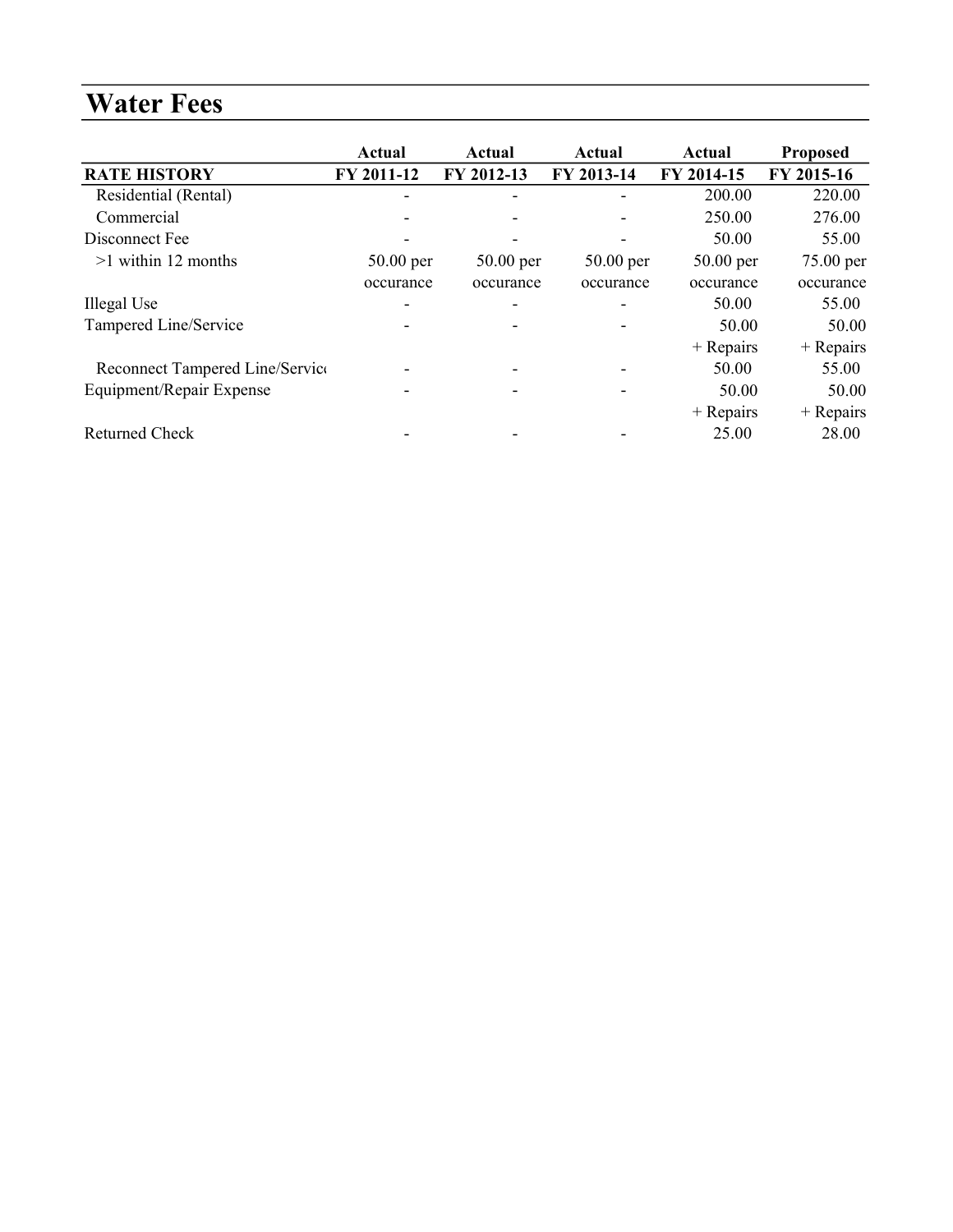# Water Fees

| RATE HISTORY | Actual FY 2011-12 | Actual FY 2012-13 | Actual FY 2013-14 | Actual FY 2014-15 | Proposed FY 2015-16 |
|---|---|---|---|---|---|
| Residential (Rental) | - | - | - | 200.00 | 220.00 |
| Commercial | - | - | - | 250.00 | 276.00 |
| Disconnect Fee | - | - | - | 50.00 | 55.00 |
| >1 within 12 months | 50.00 per occurance | 50.00 per occurance | 50.00 per occurance | 50.00 per occurance | 75.00 per occurance |
| Illegal Use | - | - | - | 50.00 | 55.00 |
| Tampered Line/Service | - | - | - | 50.00 + Repairs | 50.00 + Repairs |
| Reconnect Tampered Line/Servic | - | - | - | 50.00 | 55.00 |
| Equipment/Repair Expense | - | - | - | 50.00 + Repairs | 50.00 + Repairs |
| Returned Check | - | - | - | 25.00 | 28.00 |